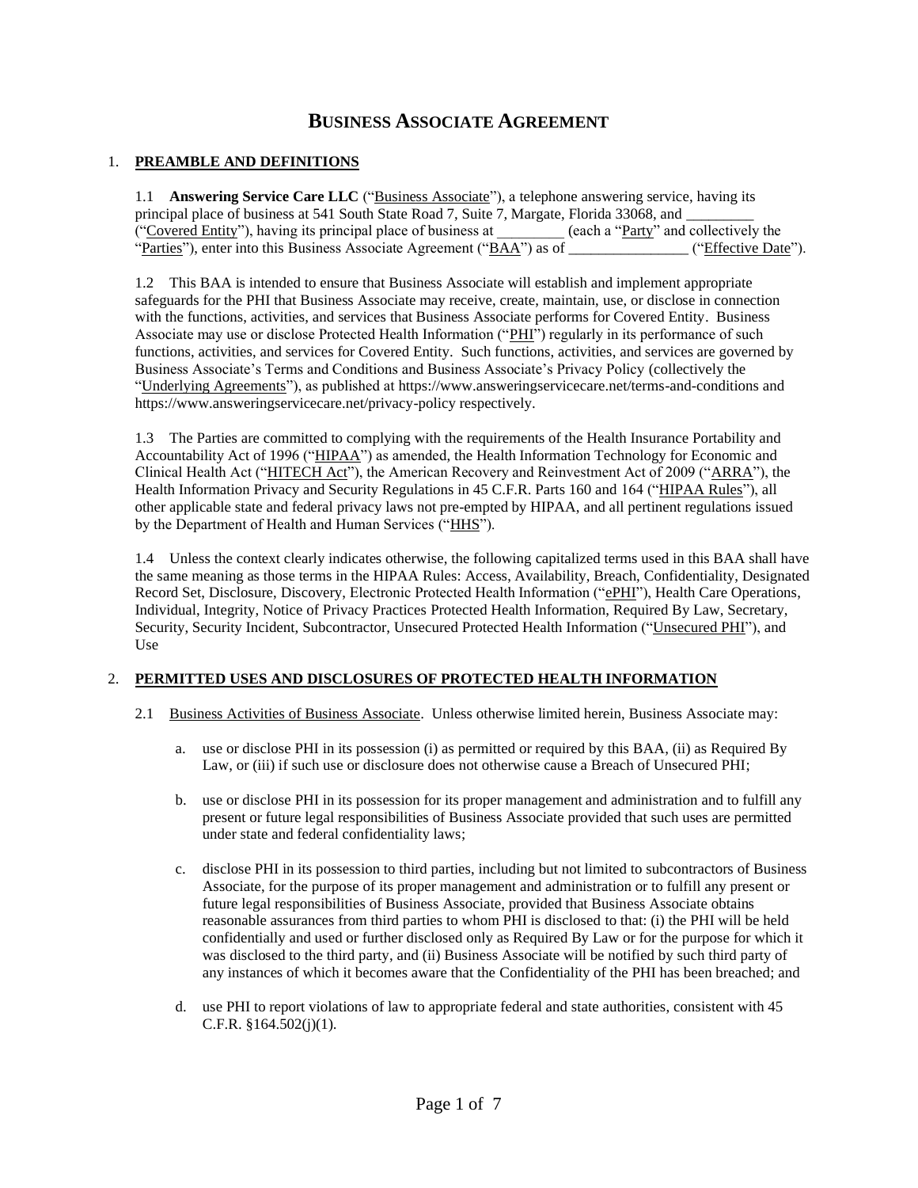# Business Associate Agreement

## 1. PREAMBLE AND DEFINITIONS

1.1 **Answering Service Care LLC** ("Business Associate"), a telephone answering service, having its principal place of business at 541 South State Road 7, Suite 7, Margate, Florida 33068, and _________ ("Covered Entity"), having its principal place of business at _________ (each a "Party" and collectively the "Parties"), enter into this Business Associate Agreement ("BAA") as of ________________ ("Effective Date").

1.2 This BAA is intended to ensure that Business Associate will establish and implement appropriate safeguards for the PHI that Business Associate may receive, create, maintain, use, or disclose in connection with the functions, activities, and services that Business Associate performs for Covered Entity. Business Associate may use or disclose Protected Health Information ("PHI") regularly in its performance of such functions, activities, and services for Covered Entity. Such functions, activities, and services are governed by Business Associate's Terms and Conditions and Business Associate's Privacy Policy (collectively the "Underlying Agreements"), as published at https://www.answeringservicecare.net/terms-and-conditions and https://www.answeringservicecare.net/privacy-policy respectively.

1.3 The Parties are committed to complying with the requirements of the Health Insurance Portability and Accountability Act of 1996 ("HIPAA") as amended, the Health Information Technology for Economic and Clinical Health Act ("HITECH Act"), the American Recovery and Reinvestment Act of 2009 ("ARRA"), the Health Information Privacy and Security Regulations in 45 C.F.R. Parts 160 and 164 ("HIPAA Rules"), all other applicable state and federal privacy laws not pre-empted by HIPAA, and all pertinent regulations issued by the Department of Health and Human Services ("HHS").

1.4 Unless the context clearly indicates otherwise, the following capitalized terms used in this BAA shall have the same meaning as those terms in the HIPAA Rules: Access, Availability, Breach, Confidentiality, Designated Record Set, Disclosure, Discovery, Electronic Protected Health Information ("ePHI"), Health Care Operations, Individual, Integrity, Notice of Privacy Practices Protected Health Information, Required By Law, Secretary, Security, Security Incident, Subcontractor, Unsecured Protected Health Information ("Unsecured PHI"), and Use

## 2. PERMITTED USES AND DISCLOSURES OF PROTECTED HEALTH INFORMATION

2.1 Business Activities of Business Associate. Unless otherwise limited herein, Business Associate may:

a. use or disclose PHI in its possession (i) as permitted or required by this BAA, (ii) as Required By Law, or (iii) if such use or disclosure does not otherwise cause a Breach of Unsecured PHI;

b. use or disclose PHI in its possession for its proper management and administration and to fulfill any present or future legal responsibilities of Business Associate provided that such uses are permitted under state and federal confidentiality laws;

c. disclose PHI in its possession to third parties, including but not limited to subcontractors of Business Associate, for the purpose of its proper management and administration or to fulfill any present or future legal responsibilities of Business Associate, provided that Business Associate obtains reasonable assurances from third parties to whom PHI is disclosed to that: (i) the PHI will be held confidentially and used or further disclosed only as Required By Law or for the purpose for which it was disclosed to the third party, and (ii) Business Associate will be notified by such third party of any instances of which it becomes aware that the Confidentiality of the PHI has been breached; and

d. use PHI to report violations of law to appropriate federal and state authorities, consistent with 45 C.F.R. §164.502(j)(1).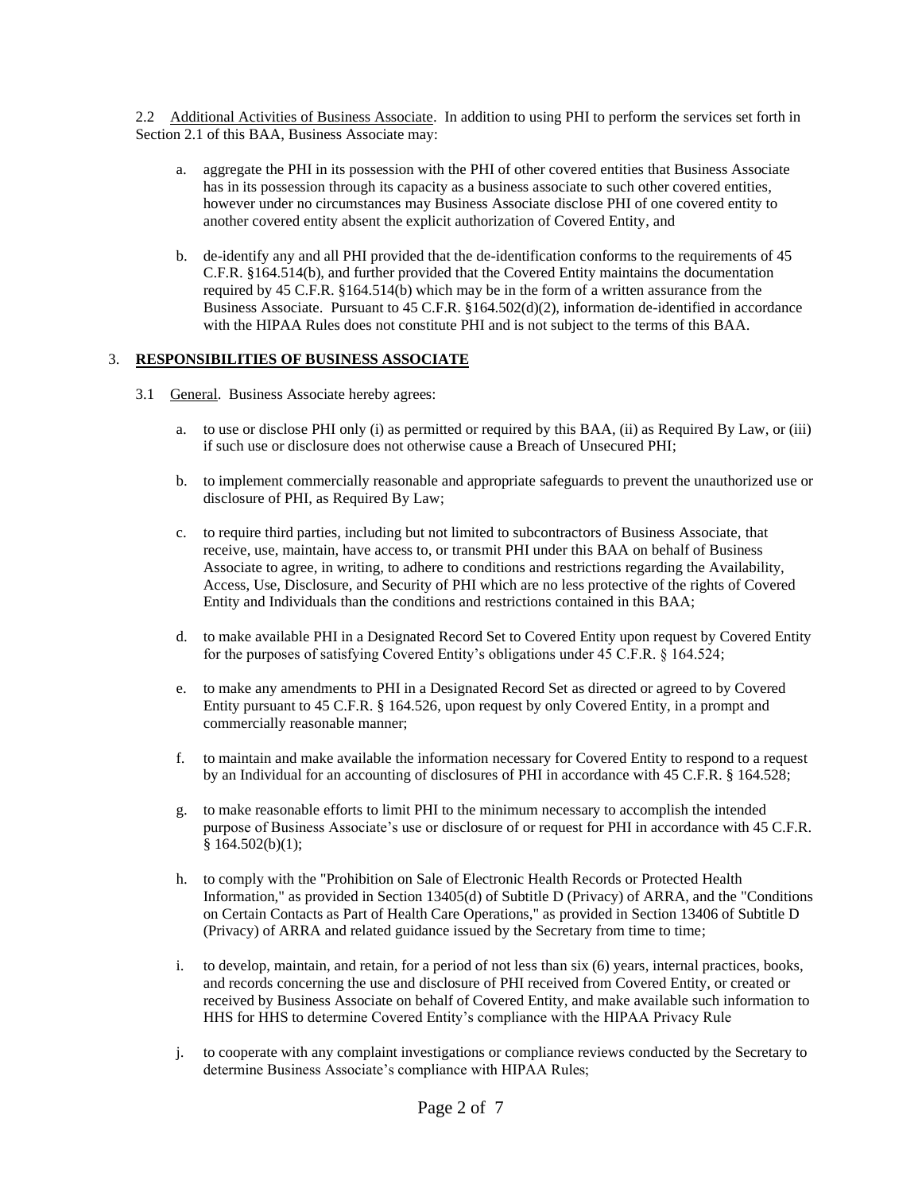2.2 Additional Activities of Business Associate. In addition to using PHI to perform the services set forth in Section 2.1 of this BAA, Business Associate may:

a. aggregate the PHI in its possession with the PHI of other covered entities that Business Associate has in its possession through its capacity as a business associate to such other covered entities, however under no circumstances may Business Associate disclose PHI of one covered entity to another covered entity absent the explicit authorization of Covered Entity, and

b. de-identify any and all PHI provided that the de-identification conforms to the requirements of 45 C.F.R. §164.514(b), and further provided that the Covered Entity maintains the documentation required by 45 C.F.R. §164.514(b) which may be in the form of a written assurance from the Business Associate. Pursuant to 45 C.F.R. §164.502(d)(2), information de-identified in accordance with the HIPAA Rules does not constitute PHI and is not subject to the terms of this BAA.

## 3. RESPONSIBILITIES OF BUSINESS ASSOCIATE

3.1 General. Business Associate hereby agrees:

a. to use or disclose PHI only (i) as permitted or required by this BAA, (ii) as Required By Law, or (iii) if such use or disclosure does not otherwise cause a Breach of Unsecured PHI;

b. to implement commercially reasonable and appropriate safeguards to prevent the unauthorized use or disclosure of PHI, as Required By Law;

c. to require third parties, including but not limited to subcontractors of Business Associate, that receive, use, maintain, have access to, or transmit PHI under this BAA on behalf of Business Associate to agree, in writing, to adhere to conditions and restrictions regarding the Availability, Access, Use, Disclosure, and Security of PHI which are no less protective of the rights of Covered Entity and Individuals than the conditions and restrictions contained in this BAA;

d. to make available PHI in a Designated Record Set to Covered Entity upon request by Covered Entity for the purposes of satisfying Covered Entity's obligations under 45 C.F.R. § 164.524;

e. to make any amendments to PHI in a Designated Record Set as directed or agreed to by Covered Entity pursuant to 45 C.F.R. § 164.526, upon request by only Covered Entity, in a prompt and commercially reasonable manner;

f. to maintain and make available the information necessary for Covered Entity to respond to a request by an Individual for an accounting of disclosures of PHI in accordance with 45 C.F.R. § 164.528;

g. to make reasonable efforts to limit PHI to the minimum necessary to accomplish the intended purpose of Business Associate's use or disclosure of or request for PHI in accordance with 45 C.F.R. § 164.502(b)(1);

h. to comply with the "Prohibition on Sale of Electronic Health Records or Protected Health Information," as provided in Section 13405(d) of Subtitle D (Privacy) of ARRA, and the "Conditions on Certain Contacts as Part of Health Care Operations," as provided in Section 13406 of Subtitle D (Privacy) of ARRA and related guidance issued by the Secretary from time to time;

i. to develop, maintain, and retain, for a period of not less than six (6) years, internal practices, books, and records concerning the use and disclosure of PHI received from Covered Entity, or created or received by Business Associate on behalf of Covered Entity, and make available such information to HHS for HHS to determine Covered Entity's compliance with the HIPAA Privacy Rule

j. to cooperate with any complaint investigations or compliance reviews conducted by the Secretary to determine Business Associate's compliance with HIPAA Rules;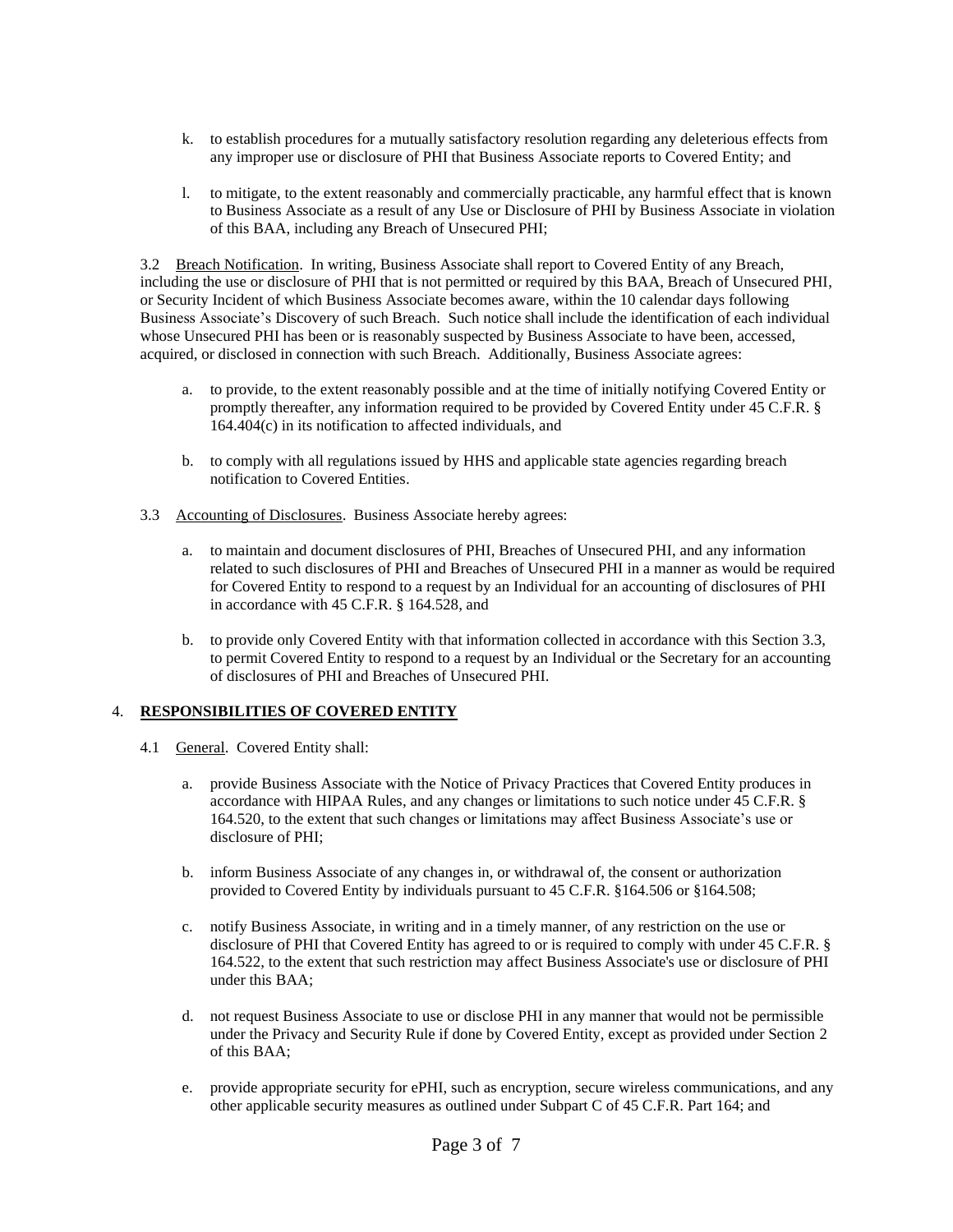k. to establish procedures for a mutually satisfactory resolution regarding any deleterious effects from any improper use or disclosure of PHI that Business Associate reports to Covered Entity; and

l. to mitigate, to the extent reasonably and commercially practicable, any harmful effect that is known to Business Associate as a result of any Use or Disclosure of PHI by Business Associate in violation of this BAA, including any Breach of Unsecured PHI;

3.2 Breach Notification. In writing, Business Associate shall report to Covered Entity of any Breach, including the use or disclosure of PHI that is not permitted or required by this BAA, Breach of Unsecured PHI, or Security Incident of which Business Associate becomes aware, within the 10 calendar days following Business Associate's Discovery of such Breach. Such notice shall include the identification of each individual whose Unsecured PHI has been or is reasonably suspected by Business Associate to have been, accessed, acquired, or disclosed in connection with such Breach. Additionally, Business Associate agrees:

a. to provide, to the extent reasonably possible and at the time of initially notifying Covered Entity or promptly thereafter, any information required to be provided by Covered Entity under 45 C.F.R. § 164.404(c) in its notification to affected individuals, and

b. to comply with all regulations issued by HHS and applicable state agencies regarding breach notification to Covered Entities.

3.3 Accounting of Disclosures. Business Associate hereby agrees:

a. to maintain and document disclosures of PHI, Breaches of Unsecured PHI, and any information related to such disclosures of PHI and Breaches of Unsecured PHI in a manner as would be required for Covered Entity to respond to a request by an Individual for an accounting of disclosures of PHI in accordance with 45 C.F.R. § 164.528, and

b. to provide only Covered Entity with that information collected in accordance with this Section 3.3, to permit Covered Entity to respond to a request by an Individual or the Secretary for an accounting of disclosures of PHI and Breaches of Unsecured PHI.

## 4. **RESPONSIBILITIES OF COVERED ENTITY**

4.1 General. Covered Entity shall:

a. provide Business Associate with the Notice of Privacy Practices that Covered Entity produces in accordance with HIPAA Rules, and any changes or limitations to such notice under 45 C.F.R. § 164.520, to the extent that such changes or limitations may affect Business Associate's use or disclosure of PHI;

b. inform Business Associate of any changes in, or withdrawal of, the consent or authorization provided to Covered Entity by individuals pursuant to 45 C.F.R. §164.506 or §164.508;

c. notify Business Associate, in writing and in a timely manner, of any restriction on the use or disclosure of PHI that Covered Entity has agreed to or is required to comply with under 45 C.F.R. § 164.522, to the extent that such restriction may affect Business Associate's use or disclosure of PHI under this BAA;

d. not request Business Associate to use or disclose PHI in any manner that would not be permissible under the Privacy and Security Rule if done by Covered Entity, except as provided under Section 2 of this BAA;

e. provide appropriate security for ePHI, such as encryption, secure wireless communications, and any other applicable security measures as outlined under Subpart C of 45 C.F.R. Part 164; and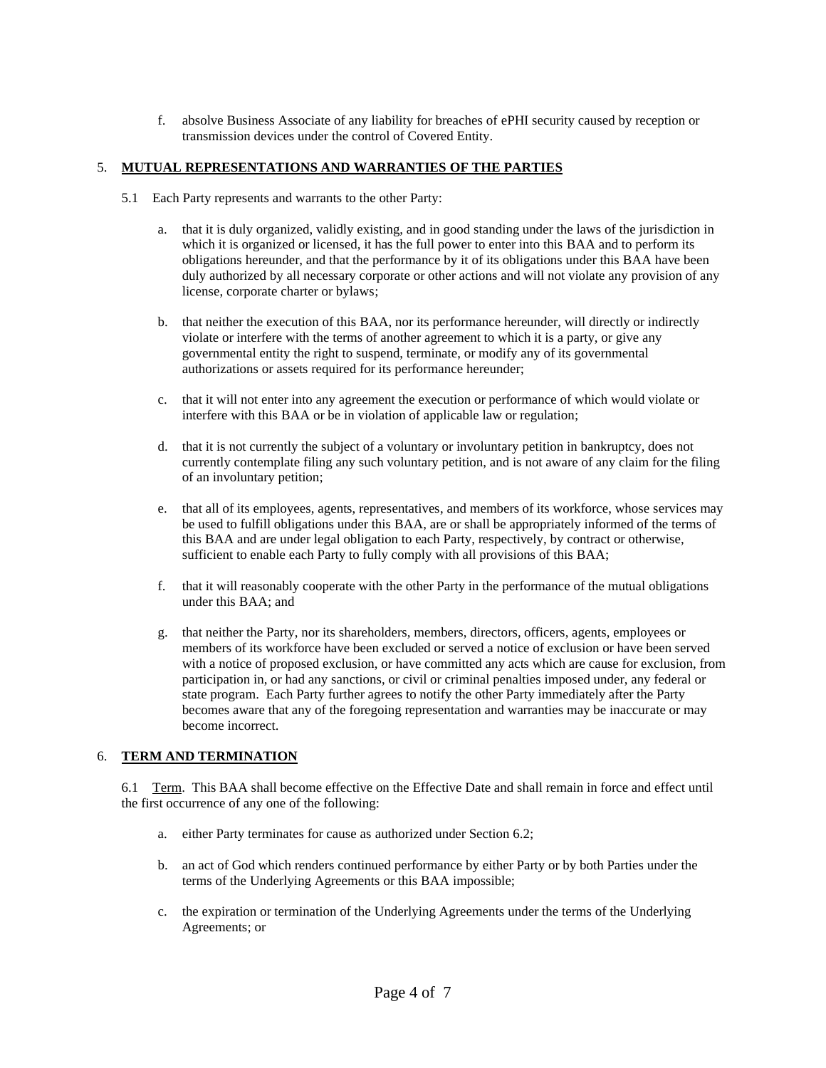f. absolve Business Associate of any liability for breaches of ePHI security caused by reception or transmission devices under the control of Covered Entity.

## 5. **MUTUAL REPRESENTATIONS AND WARRANTIES OF THE PARTIES**

5.1 Each Party represents and warrants to the other Party:

a. that it is duly organized, validly existing, and in good standing under the laws of the jurisdiction in which it is organized or licensed, it has the full power to enter into this BAA and to perform its obligations hereunder, and that the performance by it of its obligations under this BAA have been duly authorized by all necessary corporate or other actions and will not violate any provision of any license, corporate charter or bylaws;

b. that neither the execution of this BAA, nor its performance hereunder, will directly or indirectly violate or interfere with the terms of another agreement to which it is a party, or give any governmental entity the right to suspend, terminate, or modify any of its governmental authorizations or assets required for its performance hereunder;

c. that it will not enter into any agreement the execution or performance of which would violate or interfere with this BAA or be in violation of applicable law or regulation;

d. that it is not currently the subject of a voluntary or involuntary petition in bankruptcy, does not currently contemplate filing any such voluntary petition, and is not aware of any claim for the filing of an involuntary petition;

e. that all of its employees, agents, representatives, and members of its workforce, whose services may be used to fulfill obligations under this BAA, are or shall be appropriately informed of the terms of this BAA and are under legal obligation to each Party, respectively, by contract or otherwise, sufficient to enable each Party to fully comply with all provisions of this BAA;

f. that it will reasonably cooperate with the other Party in the performance of the mutual obligations under this BAA; and

g. that neither the Party, nor its shareholders, members, directors, officers, agents, employees or members of its workforce have been excluded or served a notice of exclusion or have been served with a notice of proposed exclusion, or have committed any acts which are cause for exclusion, from participation in, or had any sanctions, or civil or criminal penalties imposed under, any federal or state program. Each Party further agrees to notify the other Party immediately after the Party becomes aware that any of the foregoing representation and warranties may be inaccurate or may become incorrect.

## 6. **TERM AND TERMINATION**

6.1 Term. This BAA shall become effective on the Effective Date and shall remain in force and effect until the first occurrence of any one of the following:

a. either Party terminates for cause as authorized under Section 6.2;

b. an act of God which renders continued performance by either Party or by both Parties under the terms of the Underlying Agreements or this BAA impossible;

c. the expiration or termination of the Underlying Agreements under the terms of the Underlying Agreements; or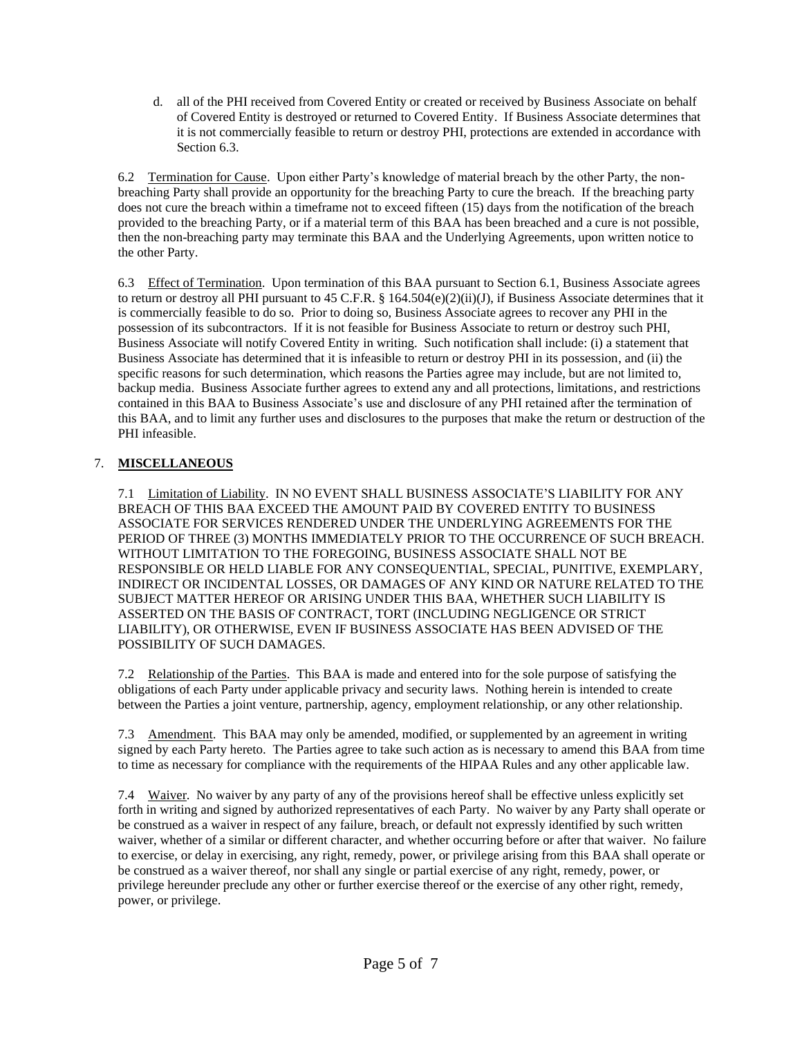d. all of the PHI received from Covered Entity or created or received by Business Associate on behalf of Covered Entity is destroyed or returned to Covered Entity. If Business Associate determines that it is not commercially feasible to return or destroy PHI, protections are extended in accordance with Section 6.3.

6.2 Termination for Cause. Upon either Party's knowledge of material breach by the other Party, the non-breaching Party shall provide an opportunity for the breaching Party to cure the breach. If the breaching party does not cure the breach within a timeframe not to exceed fifteen (15) days from the notification of the breach provided to the breaching Party, or if a material term of this BAA has been breached and a cure is not possible, then the non-breaching party may terminate this BAA and the Underlying Agreements, upon written notice to the other Party.

6.3 Effect of Termination. Upon termination of this BAA pursuant to Section 6.1, Business Associate agrees to return or destroy all PHI pursuant to 45 C.F.R. § 164.504(e)(2)(ii)(J), if Business Associate determines that it is commercially feasible to do so. Prior to doing so, Business Associate agrees to recover any PHI in the possession of its subcontractors. If it is not feasible for Business Associate to return or destroy such PHI, Business Associate will notify Covered Entity in writing. Such notification shall include: (i) a statement that Business Associate has determined that it is infeasible to return or destroy PHI in its possession, and (ii) the specific reasons for such determination, which reasons the Parties agree may include, but are not limited to, backup media. Business Associate further agrees to extend any and all protections, limitations, and restrictions contained in this BAA to Business Associate's use and disclosure of any PHI retained after the termination of this BAA, and to limit any further uses and disclosures to the purposes that make the return or destruction of the PHI infeasible.

## 7. MISCELLANEOUS

7.1 Limitation of Liability. IN NO EVENT SHALL BUSINESS ASSOCIATE'S LIABILITY FOR ANY BREACH OF THIS BAA EXCEED THE AMOUNT PAID BY COVERED ENTITY TO BUSINESS ASSOCIATE FOR SERVICES RENDERED UNDER THE UNDERLYING AGREEMENTS FOR THE PERIOD OF THREE (3) MONTHS IMMEDIATELY PRIOR TO THE OCCURRENCE OF SUCH BREACH. WITHOUT LIMITATION TO THE FOREGOING, BUSINESS ASSOCIATE SHALL NOT BE RESPONSIBLE OR HELD LIABLE FOR ANY CONSEQUENTIAL, SPECIAL, PUNITIVE, EXEMPLARY, INDIRECT OR INCIDENTAL LOSSES, OR DAMAGES OF ANY KIND OR NATURE RELATED TO THE SUBJECT MATTER HEREOF OR ARISING UNDER THIS BAA, WHETHER SUCH LIABILITY IS ASSERTED ON THE BASIS OF CONTRACT, TORT (INCLUDING NEGLIGENCE OR STRICT LIABILITY), OR OTHERWISE, EVEN IF BUSINESS ASSOCIATE HAS BEEN ADVISED OF THE POSSIBILITY OF SUCH DAMAGES.

7.2 Relationship of the Parties. This BAA is made and entered into for the sole purpose of satisfying the obligations of each Party under applicable privacy and security laws. Nothing herein is intended to create between the Parties a joint venture, partnership, agency, employment relationship, or any other relationship.

7.3 Amendment. This BAA may only be amended, modified, or supplemented by an agreement in writing signed by each Party hereto. The Parties agree to take such action as is necessary to amend this BAA from time to time as necessary for compliance with the requirements of the HIPAA Rules and any other applicable law.

7.4 Waiver. No waiver by any party of any of the provisions hereof shall be effective unless explicitly set forth in writing and signed by authorized representatives of each Party. No waiver by any Party shall operate or be construed as a waiver in respect of any failure, breach, or default not expressly identified by such written waiver, whether of a similar or different character, and whether occurring before or after that waiver. No failure to exercise, or delay in exercising, any right, remedy, power, or privilege arising from this BAA shall operate or be construed as a waiver thereof, nor shall any single or partial exercise of any right, remedy, power, or privilege hereunder preclude any other or further exercise thereof or the exercise of any other right, remedy, power, or privilege.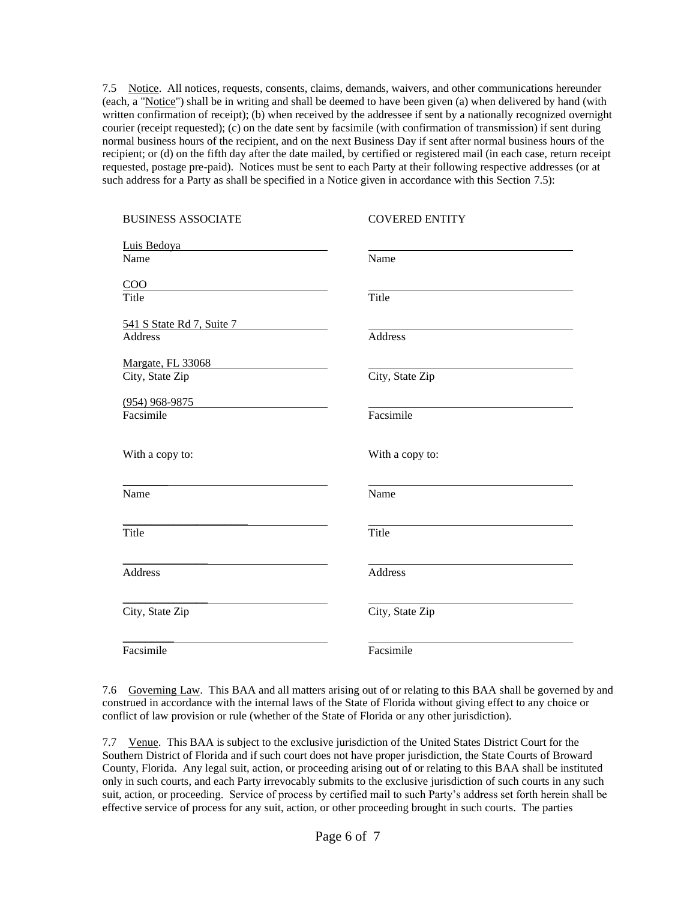7.5 Notice. All notices, requests, consents, claims, demands, waivers, and other communications hereunder (each, a "Notice") shall be in writing and shall be deemed to have been given (a) when delivered by hand (with written confirmation of receipt); (b) when received by the addressee if sent by a nationally recognized overnight courier (receipt requested); (c) on the date sent by facsimile (with confirmation of transmission) if sent during normal business hours of the recipient, and on the next Business Day if sent after normal business hours of the recipient; or (d) on the fifth day after the date mailed, by certified or registered mail (in each case, return receipt requested, postage pre-paid). Notices must be sent to each Party at their following respective addresses (or at such address for a Party as shall be specified in a Notice given in accordance with this Section 7.5):

| BUSINESS ASSOCIATE | COVERED ENTITY |
|---|---|
| Luis Bedoya | |
| Name | Name |
| COO | |
| Title | Title |
| 541 S State Rd 7, Suite 7 | |
| Address | Address |
| Margate, FL 33068 | |
| City, State Zip | City, State Zip |
| (954) 968-9875 | |
| Facsimile | Facsimile |
| With a copy to: | With a copy to: |
| Name | Name |
| Title | Title |
| Address | Address |
| City, State Zip | City, State Zip |
| Facsimile | Facsimile |

7.6 Governing Law. This BAA and all matters arising out of or relating to this BAA shall be governed by and construed in accordance with the internal laws of the State of Florida without giving effect to any choice or conflict of law provision or rule (whether of the State of Florida or any other jurisdiction).

7.7 Venue. This BAA is subject to the exclusive jurisdiction of the United States District Court for the Southern District of Florida and if such court does not have proper jurisdiction, the State Courts of Broward County, Florida. Any legal suit, action, or proceeding arising out of or relating to this BAA shall be instituted only in such courts, and each Party irrevocably submits to the exclusive jurisdiction of such courts in any such suit, action, or proceeding. Service of process by certified mail to such Party's address set forth herein shall be effective service of process for any suit, action, or other proceeding brought in such courts. The parties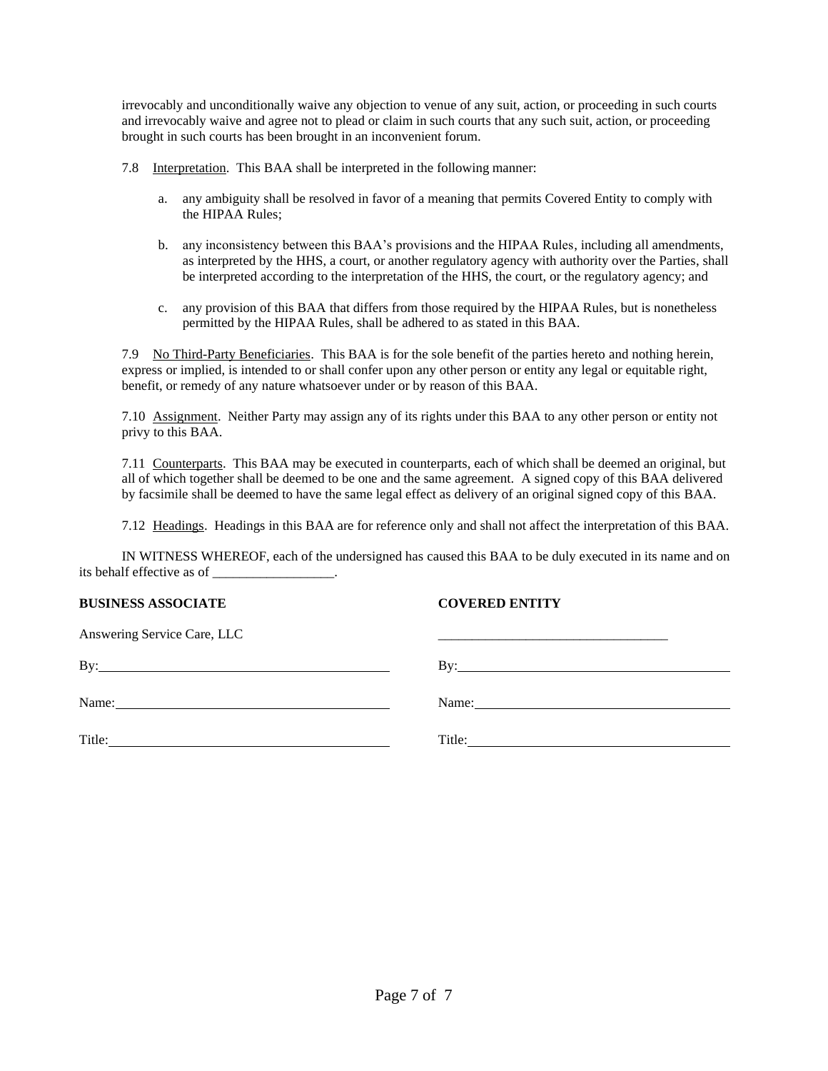irrevocably and unconditionally waive any objection to venue of any suit, action, or proceeding in such courts and irrevocably waive and agree not to plead or claim in such courts that any such suit, action, or proceeding brought in such courts has been brought in an inconvenient forum.

7.8 Interpretation. This BAA shall be interpreted in the following manner:

a. any ambiguity shall be resolved in favor of a meaning that permits Covered Entity to comply with the HIPAA Rules;

b. any inconsistency between this BAA's provisions and the HIPAA Rules, including all amendments, as interpreted by the HHS, a court, or another regulatory agency with authority over the Parties, shall be interpreted according to the interpretation of the HHS, the court, or the regulatory agency; and

c. any provision of this BAA that differs from those required by the HIPAA Rules, but is nonetheless permitted by the HIPAA Rules, shall be adhered to as stated in this BAA.

7.9 No Third-Party Beneficiaries. This BAA is for the sole benefit of the parties hereto and nothing herein, express or implied, is intended to or shall confer upon any other person or entity any legal or equitable right, benefit, or remedy of any nature whatsoever under or by reason of this BAA.

7.10 Assignment. Neither Party may assign any of its rights under this BAA to any other person or entity not privy to this BAA.

7.11 Counterparts. This BAA may be executed in counterparts, each of which shall be deemed an original, but all of which together shall be deemed to be one and the same agreement. A signed copy of this BAA delivered by facsimile shall be deemed to have the same legal effect as delivery of an original signed copy of this BAA.

7.12 Headings. Headings in this BAA are for reference only and shall not affect the interpretation of this BAA.

IN WITNESS WHEREOF, each of the undersigned has caused this BAA to be duly executed in its name and on its behalf effective as of __________________.

| **BUSINESS ASSOCIATE** | **COVERED ENTITY** |
| --- | --- |
| Answering Service Care, LLC | ________________________________ |
| By:________________________________ | By:________________________________ |
| Name:______________________________ | Name:______________________________ |
| Title:_______________________________ | Title:_______________________________ |